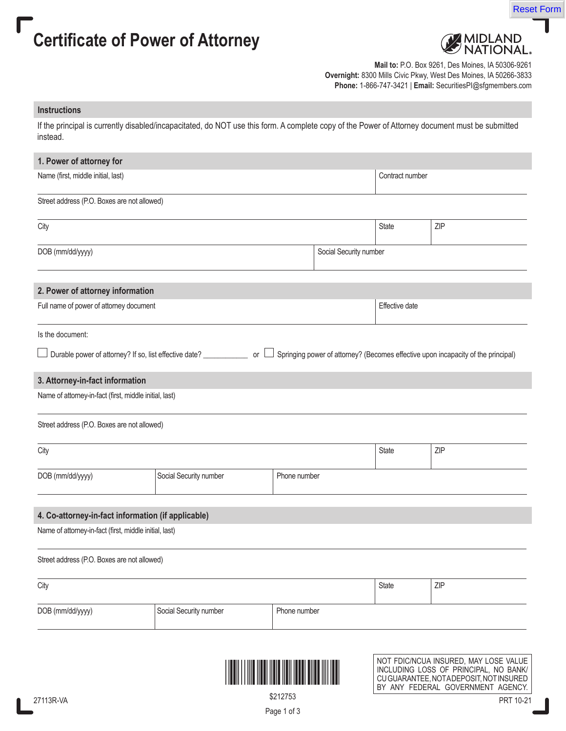Reset Form

# Certificate of Power of Attorney

MIDLAND NATIONAL.

**Mail to:** P.O. Box 9261, Des Moines, IA 50306-9261
**Overnight:** 8300 Mills Civic Pkwy, West Des Moines, IA 50266-3833
**Phone:** 1-866-747-3421 | **Email:** SecuritiesPI@sfgmembers.com

## Instructions

If the principal is currently disabled/incapacitated, do NOT use this form. A complete copy of the Power of Attorney document must be submitted instead.

## 1. Power of attorney for

| Name (first, middle initial, last) | | Contract number |
|---|---|---|
| Street address (P.O. Boxes are not allowed) | | |
| City | State | ZIP |
| DOB (mm/dd/yyyy) | Social Security number | |

## 2. Power of attorney information

| Full name of power of attorney document | Effective date |
|---|---|
| | |

Is the document:

☐ Durable power of attorney? If so, list effective date? ____________ or ☐ Springing power of attorney? (Becomes effective upon incapacity of the principal)

## 3. Attorney-in-fact information

| Name of attorney-in-fact (first, middle initial, last) | | |
|---|---|---|
| Street address (P.O. Boxes are not allowed) | | |
| City | State | ZIP |
| DOB (mm/dd/yyyy) | Social Security number | Phone number |

## 4. Co-attorney-in-fact information (if applicable)

| Name of attorney-in-fact (first, middle initial, last) | | |
|---|---|---|
| Street address (P.O. Boxes are not allowed) | | |
| City | State | ZIP |
| DOB (mm/dd/yyyy) | Social Security number | Phone number |

$212753

NOT FDIC/NCUA INSURED, MAY LOSE VALUE INCLUDING LOSS OF PRINCIPAL, NO BANK/CU GUARANTEE, NOT A DEPOSIT, NOT INSURED BY ANY FEDERAL GOVERNMENT AGENCY.

27113R-VA

PRT 10-21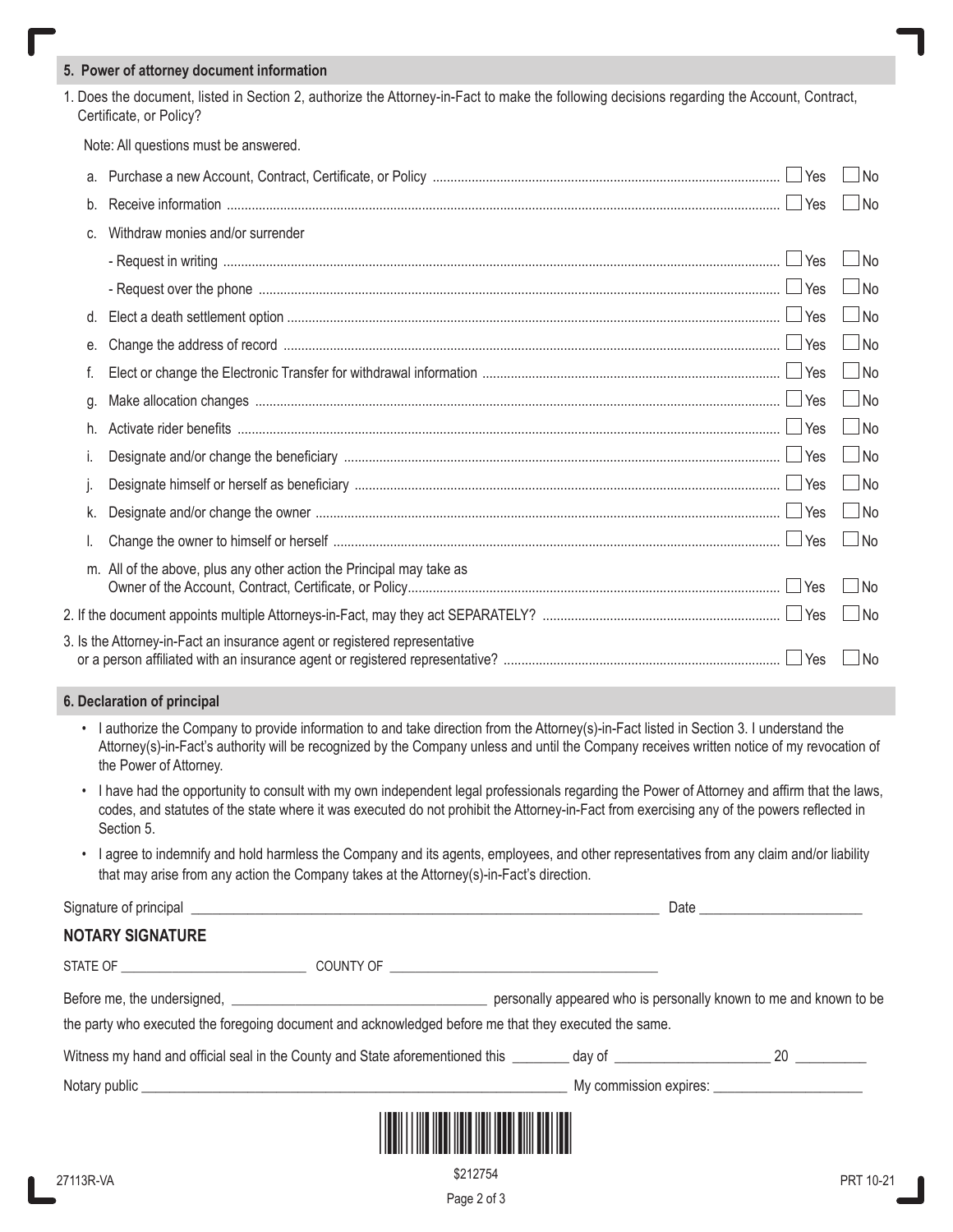## 5. Power of attorney document information

1. Does the document, listed in Section 2, authorize the Attorney-in-Fact to make the following decisions regarding the Account, Contract, Certificate, or Policy?

   Note: All questions must be answered.

   a. Purchase a new Account, Contract, Certificate, or Policy ☐ Yes ☐ No

   b. Receive information ☐ Yes ☐ No

   c. Withdraw monies and/or surrender
      - Request in writing ☐ Yes ☐ No
      - Request over the phone ☐ Yes ☐ No

   d. Elect a death settlement option ☐ Yes ☐ No

   e. Change the address of record ☐ Yes ☐ No

   f. Elect or change the Electronic Transfer for withdrawal information ☐ Yes ☐ No

   g. Make allocation changes ☐ Yes ☐ No

   h. Activate rider benefits ☐ Yes ☐ No

   i. Designate and/or change the beneficiary ☐ Yes ☐ No

   j. Designate himself or herself as beneficiary ☐ Yes ☐ No

   k. Designate and/or change the owner ☐ Yes ☐ No

   l. Change the owner to himself or herself ☐ Yes ☐ No

   m. All of the above, plus any other action the Principal may take as Owner of the Account, Contract, Certificate, or Policy ☐ Yes ☐ No

2. If the document appoints multiple Attorneys-in-Fact, may they act SEPARATELY? ☐ Yes ☐ No

3. Is the Attorney-in-Fact an insurance agent or registered representative or a person affiliated with an insurance agent or registered representative? ☐ Yes ☐ No

## 6. Declaration of principal

- I authorize the Company to provide information to and take direction from the Attorney(s)-in-Fact listed in Section 3. I understand the Attorney(s)-in-Fact's authority will be recognized by the Company unless and until the Company receives written notice of my revocation of the Power of Attorney.
- I have had the opportunity to consult with my own independent legal professionals regarding the Power of Attorney and affirm that the laws, codes, and statutes of the state where it was executed do not prohibit the Attorney-in-Fact from exercising any of the powers reflected in Section 5.
- I agree to indemnify and hold harmless the Company and its agents, employees, and other representatives from any claim and/or liability that may arise from any action the Company takes at the Attorney(s)-in-Fact's direction.

Signature of principal ______________________________ Date ____________________

### NOTARY SIGNATURE

STATE OF ____________________ COUNTY OF ______________________________

Before me, the undersigned, ______________________________ personally appeared who is personally known to me and known to be the party who executed the foregoing document and acknowledged before me that they executed the same.

Witness my hand and official seal in the County and State aforementioned this ________ day of ____________________ 20 __________

Notary public ______________________________ My commission expires: ____________________

27113R-VA $212754 PRT 10-21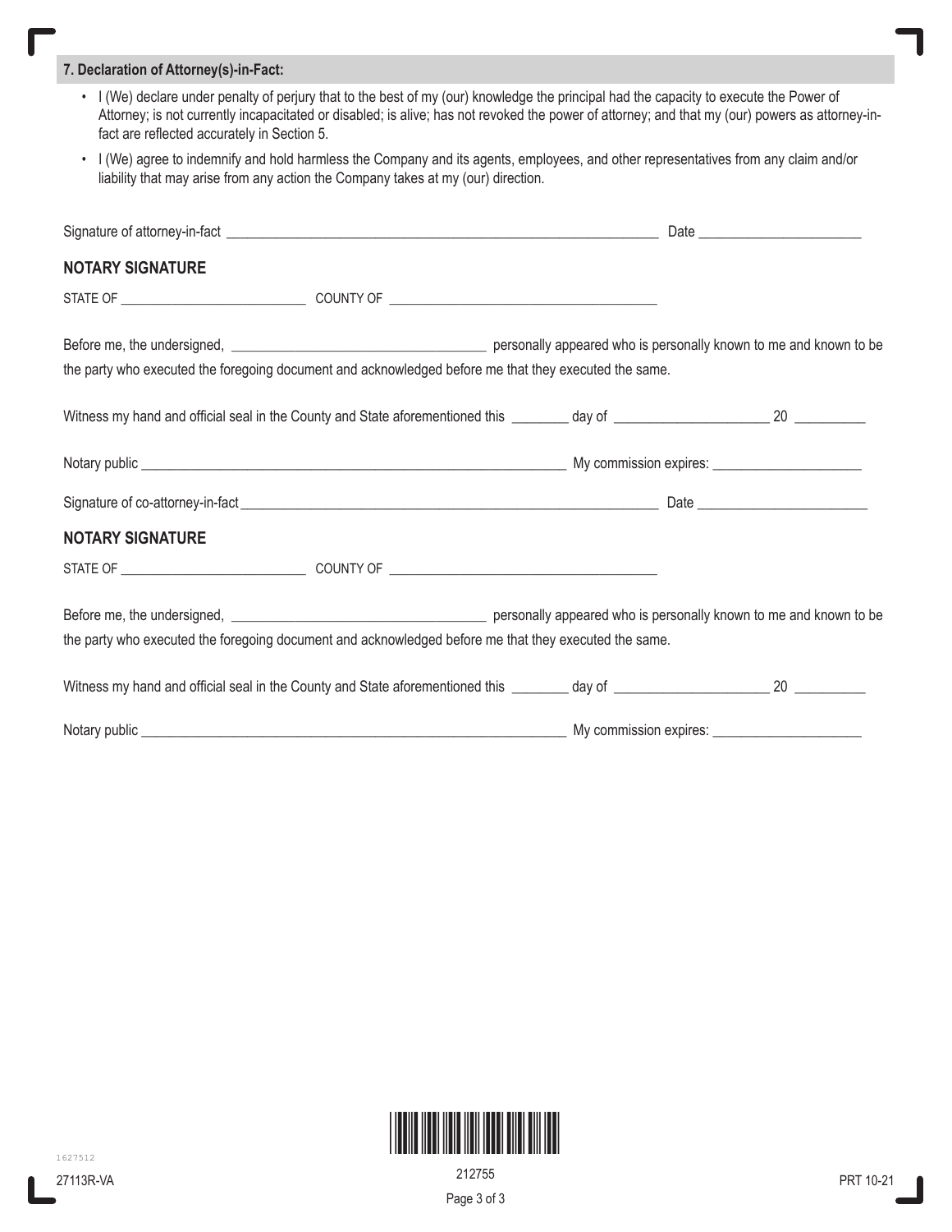## 7. Declaration of Attorney(s)-in-Fact:

- I (We) declare under penalty of perjury that to the best of my (our) knowledge the principal had the capacity to execute the Power of Attorney; is not currently incapacitated or disabled; is alive; has not revoked the power of attorney; and that my (our) powers as attorney-in-fact are reflected accurately in Section 5.
- I (We) agree to indemnify and hold harmless the Company and its agents, employees, and other representatives from any claim and/or liability that may arise from any action the Company takes at my (our) direction.

Signature of attorney-in-fact ______________________________ Date ______________

### NOTARY SIGNATURE

STATE OF ______________ COUNTY OF ______________________

Before me, the undersigned, ______________________ personally appeared who is personally known to me and known to be the party who executed the foregoing document and acknowledged before me that they executed the same.

Witness my hand and official seal in the County and State aforementioned this ______ day of ______________ 20 ______

Notary public ______________________________ My commission expires: ______________

Signature of co-attorney-in-fact ______________________________ Date ______________

### NOTARY SIGNATURE

STATE OF ______________ COUNTY OF ______________________

Before me, the undersigned, ______________________ personally appeared who is personally known to me and known to be the party who executed the foregoing document and acknowledged before me that they executed the same.

Witness my hand and official seal in the County and State aforementioned this ______ day of ______________ 20 ______

Notary public ______________________________ My commission expires: ______________

1627512

27113R-VA

212755

PRT 10-21